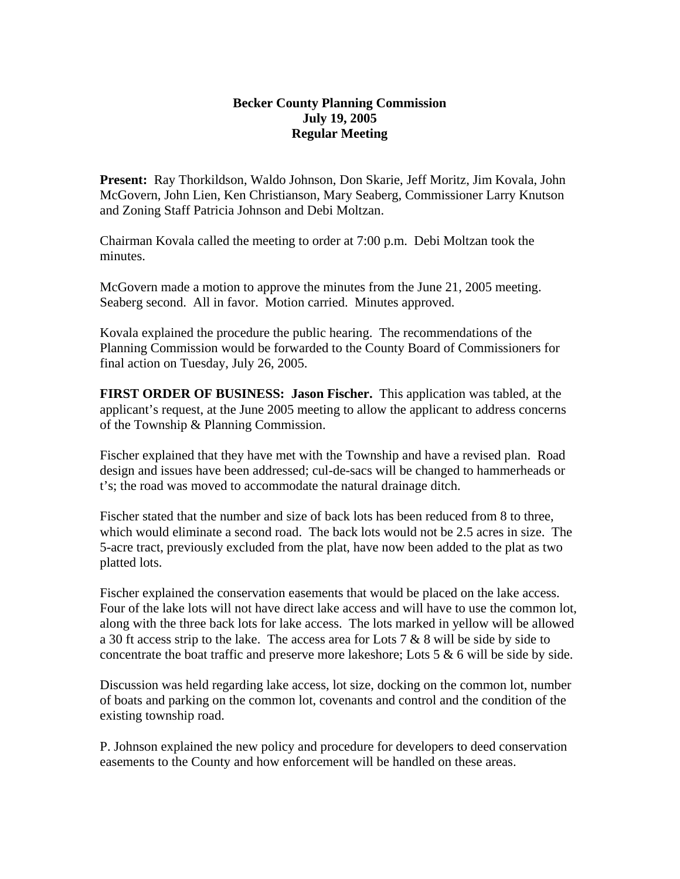# Becker County Planning Commission
## July 19, 2005
## Regular Meeting

**Present:** Ray Thorkildson, Waldo Johnson, Don Skarie, Jeff Moritz, Jim Kovala, John McGovern, John Lien, Ken Christianson, Mary Seaberg, Commissioner Larry Knutson and Zoning Staff Patricia Johnson and Debi Moltzan.

Chairman Kovala called the meeting to order at 7:00 p.m. Debi Moltzan took the minutes.

McGovern made a motion to approve the minutes from the June 21, 2005 meeting. Seaberg second. All in favor. Motion carried. Minutes approved.

Kovala explained the procedure the public hearing. The recommendations of the Planning Commission would be forwarded to the County Board of Commissioners for final action on Tuesday, July 26, 2005.

**FIRST ORDER OF BUSINESS: Jason Fischer.** This application was tabled, at the applicant's request, at the June 2005 meeting to allow the applicant to address concerns of the Township & Planning Commission.

Fischer explained that they have met with the Township and have a revised plan. Road design and issues have been addressed; cul-de-sacs will be changed to hammerheads or t's; the road was moved to accommodate the natural drainage ditch.

Fischer stated that the number and size of back lots has been reduced from 8 to three, which would eliminate a second road. The back lots would not be 2.5 acres in size. The 5-acre tract, previously excluded from the plat, have now been added to the plat as two platted lots.

Fischer explained the conservation easements that would be placed on the lake access. Four of the lake lots will not have direct lake access and will have to use the common lot, along with the three back lots for lake access. The lots marked in yellow will be allowed a 30 ft access strip to the lake. The access area for Lots 7 & 8 will be side by side to concentrate the boat traffic and preserve more lakeshore; Lots 5 & 6 will be side by side.

Discussion was held regarding lake access, lot size, docking on the common lot, number of boats and parking on the common lot, covenants and control and the condition of the existing township road.

P. Johnson explained the new policy and procedure for developers to deed conservation easements to the County and how enforcement will be handled on these areas.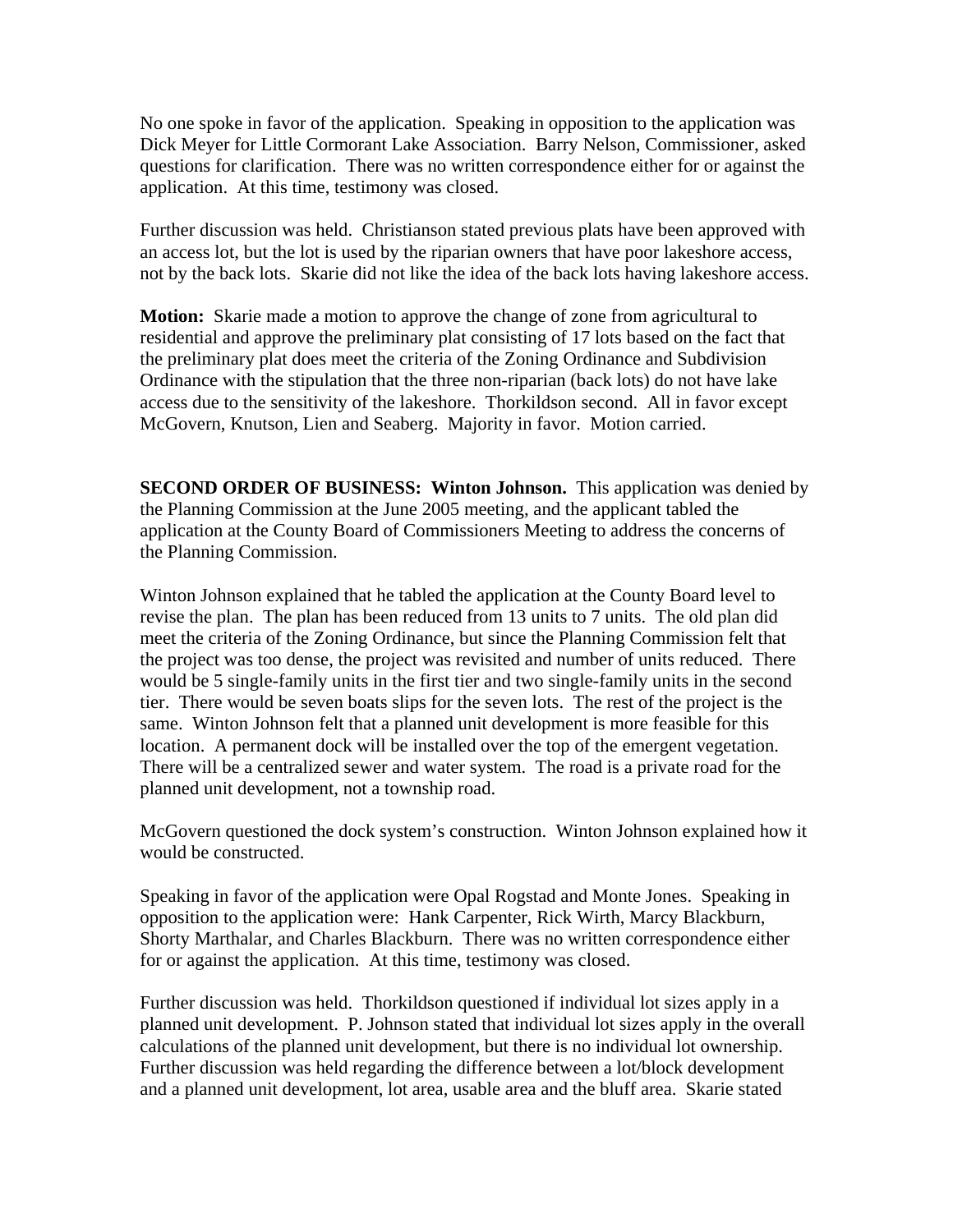No one spoke in favor of the application. Speaking in opposition to the application was Dick Meyer for Little Cormorant Lake Association. Barry Nelson, Commissioner, asked questions for clarification. There was no written correspondence either for or against the application. At this time, testimony was closed.

Further discussion was held. Christianson stated previous plats have been approved with an access lot, but the lot is used by the riparian owners that have poor lakeshore access, not by the back lots. Skarie did not like the idea of the back lots having lakeshore access.

**Motion:** Skarie made a motion to approve the change of zone from agricultural to residential and approve the preliminary plat consisting of 17 lots based on the fact that the preliminary plat does meet the criteria of the Zoning Ordinance and Subdivision Ordinance with the stipulation that the three non-riparian (back lots) do not have lake access due to the sensitivity of the lakeshore. Thorkildson second. All in favor except McGovern, Knutson, Lien and Seaberg. Majority in favor. Motion carried.

**SECOND ORDER OF BUSINESS: Winton Johnson.** This application was denied by the Planning Commission at the June 2005 meeting, and the applicant tabled the application at the County Board of Commissioners Meeting to address the concerns of the Planning Commission.

Winton Johnson explained that he tabled the application at the County Board level to revise the plan. The plan has been reduced from 13 units to 7 units. The old plan did meet the criteria of the Zoning Ordinance, but since the Planning Commission felt that the project was too dense, the project was revisited and number of units reduced. There would be 5 single-family units in the first tier and two single-family units in the second tier. There would be seven boats slips for the seven lots. The rest of the project is the same. Winton Johnson felt that a planned unit development is more feasible for this location. A permanent dock will be installed over the top of the emergent vegetation. There will be a centralized sewer and water system. The road is a private road for the planned unit development, not a township road.

McGovern questioned the dock system's construction. Winton Johnson explained how it would be constructed.

Speaking in favor of the application were Opal Rogstad and Monte Jones. Speaking in opposition to the application were: Hank Carpenter, Rick Wirth, Marcy Blackburn, Shorty Marthalar, and Charles Blackburn. There was no written correspondence either for or against the application. At this time, testimony was closed.

Further discussion was held. Thorkildson questioned if individual lot sizes apply in a planned unit development. P. Johnson stated that individual lot sizes apply in the overall calculations of the planned unit development, but there is no individual lot ownership. Further discussion was held regarding the difference between a lot/block development and a planned unit development, lot area, usable area and the bluff area. Skarie stated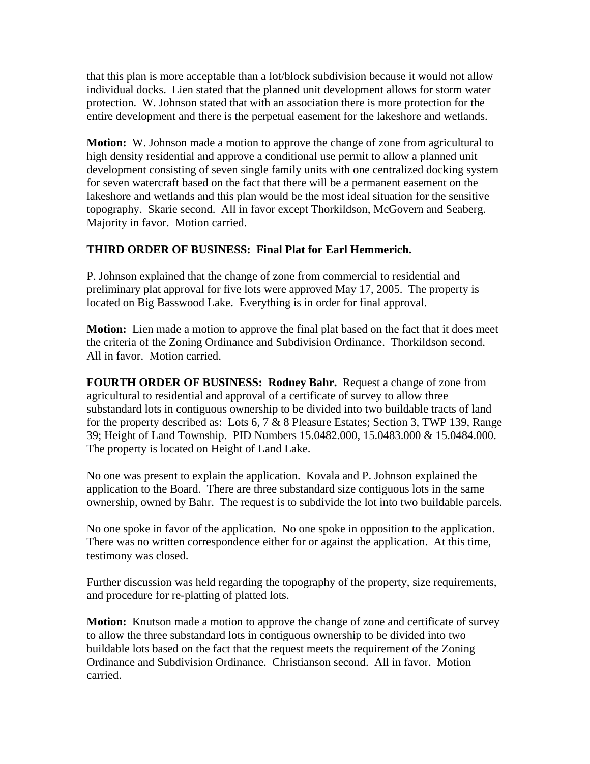that this plan is more acceptable than a lot/block subdivision because it would not allow individual docks. Lien stated that the planned unit development allows for storm water protection. W. Johnson stated that with an association there is more protection for the entire development and there is the perpetual easement for the lakeshore and wetlands.

**Motion:** W. Johnson made a motion to approve the change of zone from agricultural to high density residential and approve a conditional use permit to allow a planned unit development consisting of seven single family units with one centralized docking system for seven watercraft based on the fact that there will be a permanent easement on the lakeshore and wetlands and this plan would be the most ideal situation for the sensitive topography. Skarie second. All in favor except Thorkildson, McGovern and Seaberg. Majority in favor. Motion carried.

**THIRD ORDER OF BUSINESS: Final Plat for Earl Hemmerich.**

P. Johnson explained that the change of zone from commercial to residential and preliminary plat approval for five lots were approved May 17, 2005. The property is located on Big Basswood Lake. Everything is in order for final approval.

**Motion:** Lien made a motion to approve the final plat based on the fact that it does meet the criteria of the Zoning Ordinance and Subdivision Ordinance. Thorkildson second. All in favor. Motion carried.

**FOURTH ORDER OF BUSINESS: Rodney Bahr.** Request a change of zone from agricultural to residential and approval of a certificate of survey to allow three substandard lots in contiguous ownership to be divided into two buildable tracts of land for the property described as: Lots 6, 7 & 8 Pleasure Estates; Section 3, TWP 139, Range 39; Height of Land Township. PID Numbers 15.0482.000, 15.0483.000 & 15.0484.000. The property is located on Height of Land Lake.

No one was present to explain the application. Kovala and P. Johnson explained the application to the Board. There are three substandard size contiguous lots in the same ownership, owned by Bahr. The request is to subdivide the lot into two buildable parcels.

No one spoke in favor of the application. No one spoke in opposition to the application. There was no written correspondence either for or against the application. At this time, testimony was closed.

Further discussion was held regarding the topography of the property, size requirements, and procedure for re-platting of platted lots.

**Motion:** Knutson made a motion to approve the change of zone and certificate of survey to allow the three substandard lots in contiguous ownership to be divided into two buildable lots based on the fact that the request meets the requirement of the Zoning Ordinance and Subdivision Ordinance. Christianson second. All in favor. Motion carried.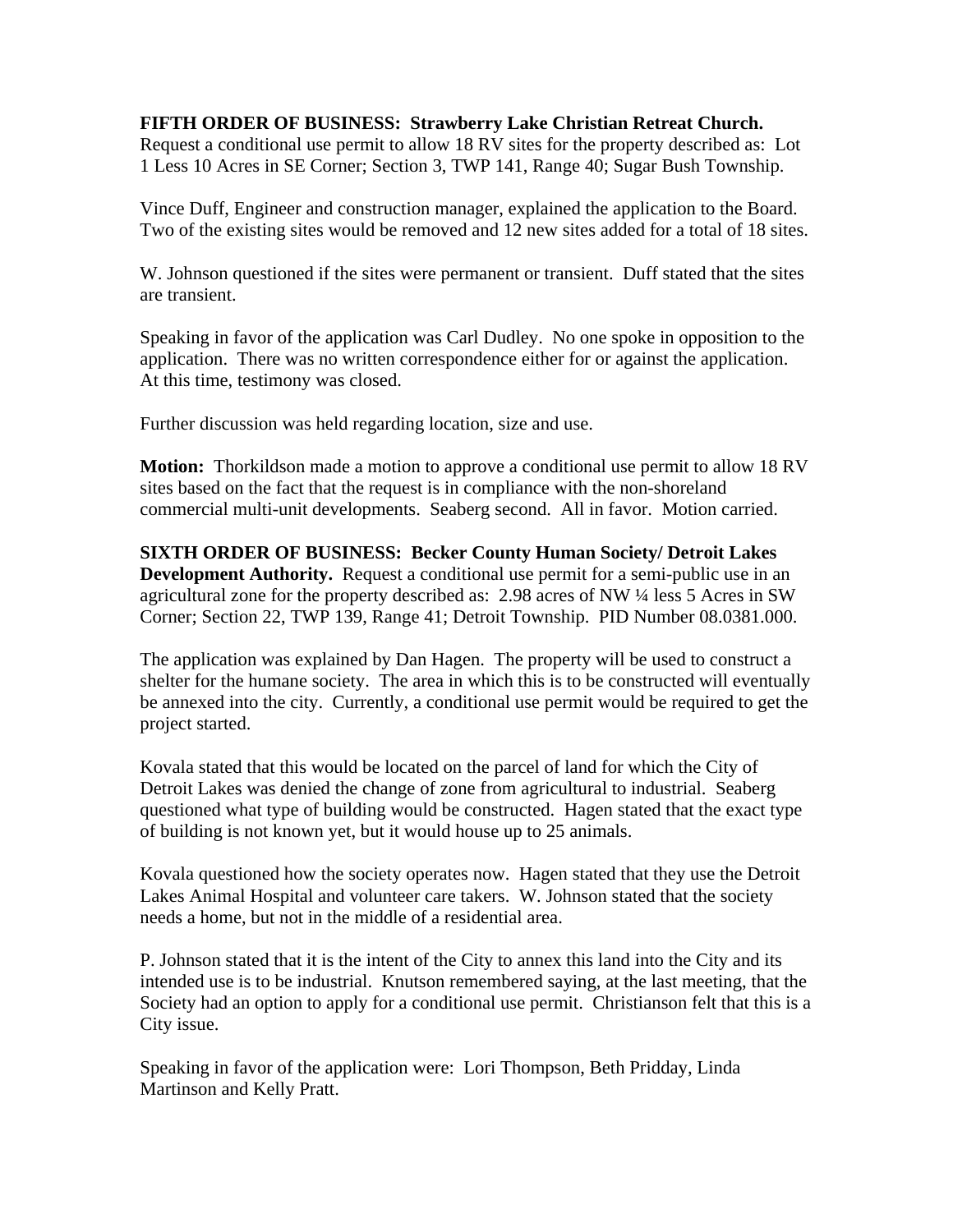**FIFTH ORDER OF BUSINESS: Strawberry Lake Christian Retreat Church.** Request a conditional use permit to allow 18 RV sites for the property described as: Lot 1 Less 10 Acres in SE Corner; Section 3, TWP 141, Range 40; Sugar Bush Township.

Vince Duff, Engineer and construction manager, explained the application to the Board. Two of the existing sites would be removed and 12 new sites added for a total of 18 sites.

W. Johnson questioned if the sites were permanent or transient. Duff stated that the sites are transient.

Speaking in favor of the application was Carl Dudley. No one spoke in opposition to the application. There was no written correspondence either for or against the application. At this time, testimony was closed.

Further discussion was held regarding location, size and use.

**Motion:** Thorkildson made a motion to approve a conditional use permit to allow 18 RV sites based on the fact that the request is in compliance with the non-shoreland commercial multi-unit developments. Seaberg second. All in favor. Motion carried.

**SIXTH ORDER OF BUSINESS: Becker County Human Society/ Detroit Lakes Development Authority.** Request a conditional use permit for a semi-public use in an agricultural zone for the property described as: 2.98 acres of NW ¼ less 5 Acres in SW Corner; Section 22, TWP 139, Range 41; Detroit Township. PID Number 08.0381.000.

The application was explained by Dan Hagen. The property will be used to construct a shelter for the humane society. The area in which this is to be constructed will eventually be annexed into the city. Currently, a conditional use permit would be required to get the project started.

Kovala stated that this would be located on the parcel of land for which the City of Detroit Lakes was denied the change of zone from agricultural to industrial. Seaberg questioned what type of building would be constructed. Hagen stated that the exact type of building is not known yet, but it would house up to 25 animals.

Kovala questioned how the society operates now. Hagen stated that they use the Detroit Lakes Animal Hospital and volunteer care takers. W. Johnson stated that the society needs a home, but not in the middle of a residential area.

P. Johnson stated that it is the intent of the City to annex this land into the City and its intended use is to be industrial. Knutson remembered saying, at the last meeting, that the Society had an option to apply for a conditional use permit. Christianson felt that this is a City issue.

Speaking in favor of the application were: Lori Thompson, Beth Pridday, Linda Martinson and Kelly Pratt.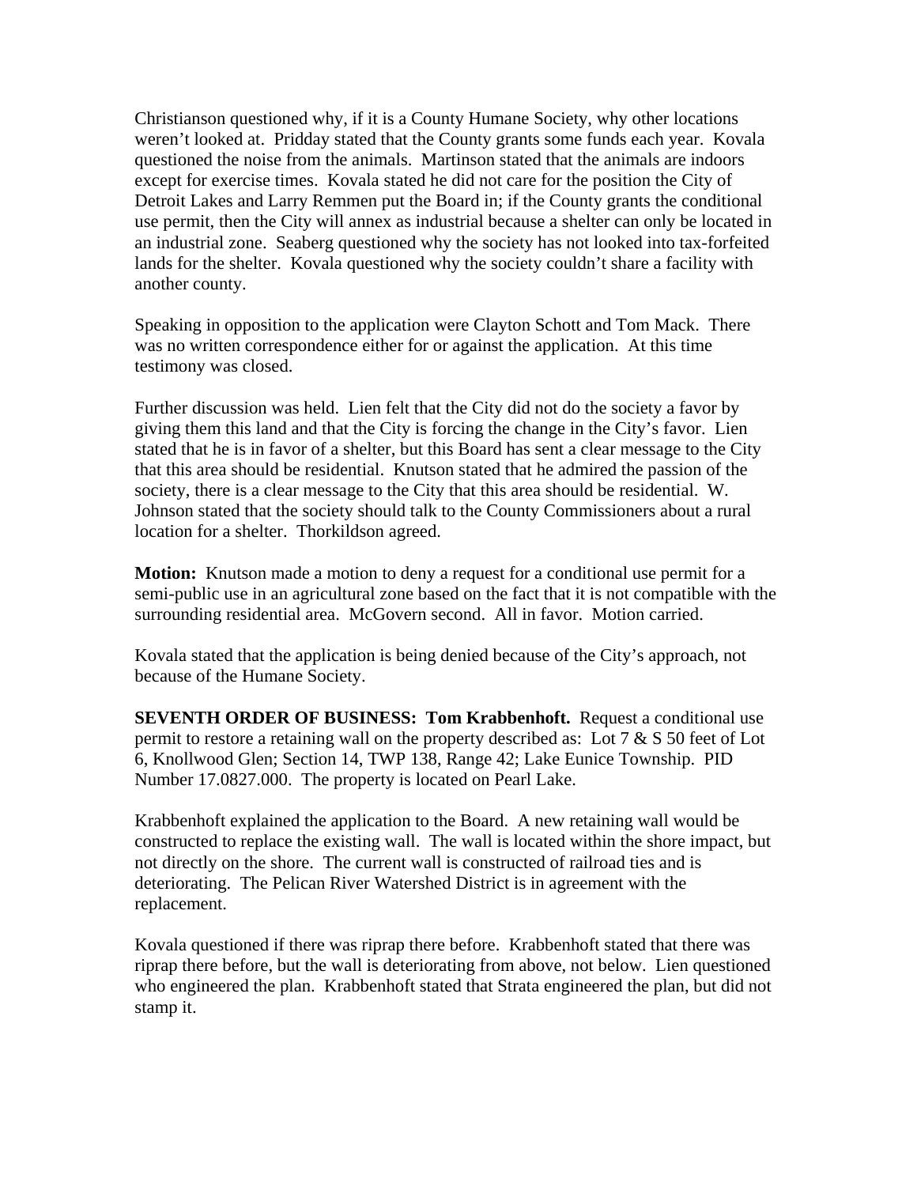Christianson questioned why, if it is a County Humane Society, why other locations weren't looked at. Pridday stated that the County grants some funds each year. Kovala questioned the noise from the animals. Martinson stated that the animals are indoors except for exercise times. Kovala stated he did not care for the position the City of Detroit Lakes and Larry Remmen put the Board in; if the County grants the conditional use permit, then the City will annex as industrial because a shelter can only be located in an industrial zone. Seaberg questioned why the society has not looked into tax-forfeited lands for the shelter. Kovala questioned why the society couldn't share a facility with another county.

Speaking in opposition to the application were Clayton Schott and Tom Mack. There was no written correspondence either for or against the application. At this time testimony was closed.

Further discussion was held. Lien felt that the City did not do the society a favor by giving them this land and that the City is forcing the change in the City's favor. Lien stated that he is in favor of a shelter, but this Board has sent a clear message to the City that this area should be residential. Knutson stated that he admired the passion of the society, there is a clear message to the City that this area should be residential. W. Johnson stated that the society should talk to the County Commissioners about a rural location for a shelter. Thorkildson agreed.

**Motion:** Knutson made a motion to deny a request for a conditional use permit for a semi-public use in an agricultural zone based on the fact that it is not compatible with the surrounding residential area. McGovern second. All in favor. Motion carried.

Kovala stated that the application is being denied because of the City's approach, not because of the Humane Society.

**SEVENTH ORDER OF BUSINESS: Tom Krabbenhoft.** Request a conditional use permit to restore a retaining wall on the property described as: Lot 7 & S 50 feet of Lot 6, Knollwood Glen; Section 14, TWP 138, Range 42; Lake Eunice Township. PID Number 17.0827.000. The property is located on Pearl Lake.

Krabbenhoft explained the application to the Board. A new retaining wall would be constructed to replace the existing wall. The wall is located within the shore impact, but not directly on the shore. The current wall is constructed of railroad ties and is deteriorating. The Pelican River Watershed District is in agreement with the replacement.

Kovala questioned if there was riprap there before. Krabbenhoft stated that there was riprap there before, but the wall is deteriorating from above, not below. Lien questioned who engineered the plan. Krabbenhoft stated that Strata engineered the plan, but did not stamp it.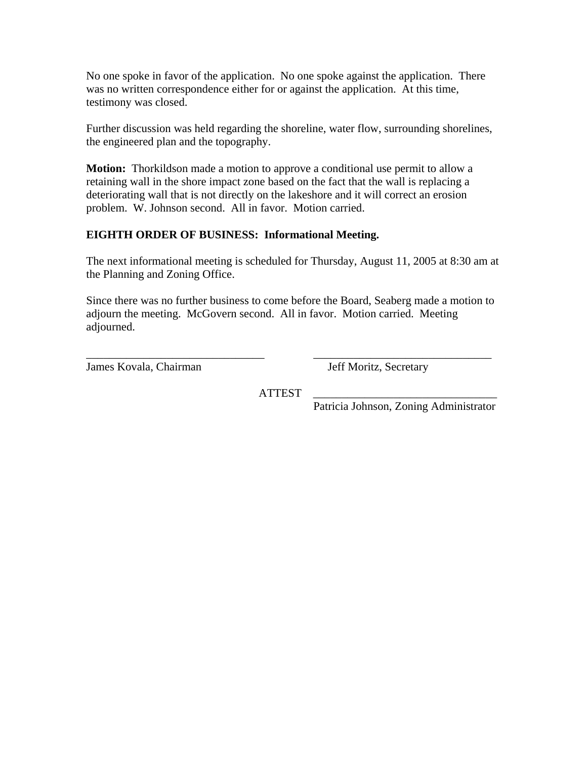No one spoke in favor of the application. No one spoke against the application. There was no written correspondence either for or against the application. At this time, testimony was closed.

Further discussion was held regarding the shoreline, water flow, surrounding shorelines, the engineered plan and the topography.

**Motion:** Thorkildson made a motion to approve a conditional use permit to allow a retaining wall in the shore impact zone based on the fact that the wall is replacing a deteriorating wall that is not directly on the lakeshore and it will correct an erosion problem. W. Johnson second. All in favor. Motion carried.

**EIGHTH ORDER OF BUSINESS: Informational Meeting.**

The next informational meeting is scheduled for Thursday, August 11, 2005 at 8:30 am at the Planning and Zoning Office.

Since there was no further business to come before the Board, Seaberg made a motion to adjourn the meeting. McGovern second. All in favor. Motion carried. Meeting adjourned.

_______________________________ James Kovala, Chairman

_______________________________ Jeff Moritz, Secretary

ATTEST _______________________________ Patricia Johnson, Zoning Administrator